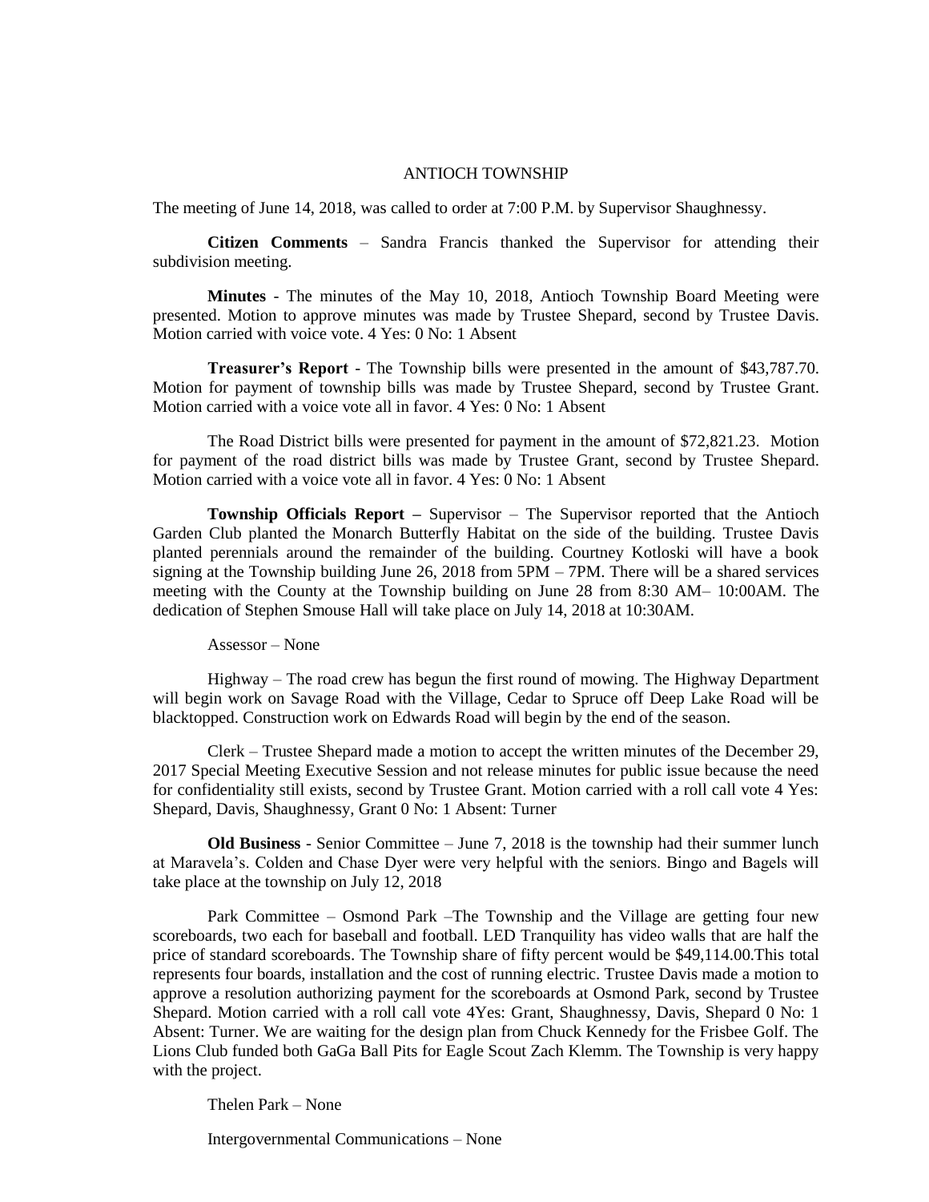# ANTIOCH TOWNSHIP

The meeting of June 14, 2018, was called to order at 7:00 P.M. by Supervisor Shaughnessy.

**Citizen Comments** – Sandra Francis thanked the Supervisor for attending their subdivision meeting.

**Minutes** - The minutes of the May 10, 2018, Antioch Township Board Meeting were presented. Motion to approve minutes was made by Trustee Shepard, second by Trustee Davis. Motion carried with voice vote. 4 Yes: 0 No: 1 Absent

**Treasurer's Report** - The Township bills were presented in the amount of $43,787.70. Motion for payment of township bills was made by Trustee Shepard, second by Trustee Grant. Motion carried with a voice vote all in favor. 4 Yes: 0 No: 1 Absent

The Road District bills were presented for payment in the amount of $72,821.23. Motion for payment of the road district bills was made by Trustee Grant, second by Trustee Shepard. Motion carried with a voice vote all in favor. 4 Yes: 0 No: 1 Absent

**Township Officials Report –** Supervisor – The Supervisor reported that the Antioch Garden Club planted the Monarch Butterfly Habitat on the side of the building. Trustee Davis planted perennials around the remainder of the building. Courtney Kotloski will have a book signing at the Township building June 26, 2018 from 5PM – 7PM. There will be a shared services meeting with the County at the Township building on June 28 from 8:30 AM– 10:00AM. The dedication of Stephen Smouse Hall will take place on July 14, 2018 at 10:30AM.

Assessor – None

Highway – The road crew has begun the first round of mowing. The Highway Department will begin work on Savage Road with the Village, Cedar to Spruce off Deep Lake Road will be blacktopped. Construction work on Edwards Road will begin by the end of the season.

Clerk – Trustee Shepard made a motion to accept the written minutes of the December 29, 2017 Special Meeting Executive Session and not release minutes for public issue because the need for confidentiality still exists, second by Trustee Grant. Motion carried with a roll call vote 4 Yes: Shepard, Davis, Shaughnessy, Grant 0 No: 1 Absent: Turner

**Old Business** - Senior Committee – June 7, 2018 is the township had their summer lunch at Maravela's. Colden and Chase Dyer were very helpful with the seniors. Bingo and Bagels will take place at the township on July 12, 2018

Park Committee – Osmond Park –The Township and the Village are getting four new scoreboards, two each for baseball and football. LED Tranquility has video walls that are half the price of standard scoreboards. The Township share of fifty percent would be $49,114.00.This total represents four boards, installation and the cost of running electric. Trustee Davis made a motion to approve a resolution authorizing payment for the scoreboards at Osmond Park, second by Trustee Shepard. Motion carried with a roll call vote 4Yes: Grant, Shaughnessy, Davis, Shepard 0 No: 1 Absent: Turner. We are waiting for the design plan from Chuck Kennedy for the Frisbee Golf. The Lions Club funded both GaGa Ball Pits for Eagle Scout Zach Klemm. The Township is very happy with the project.

Thelen Park – None

Intergovernmental Communications – None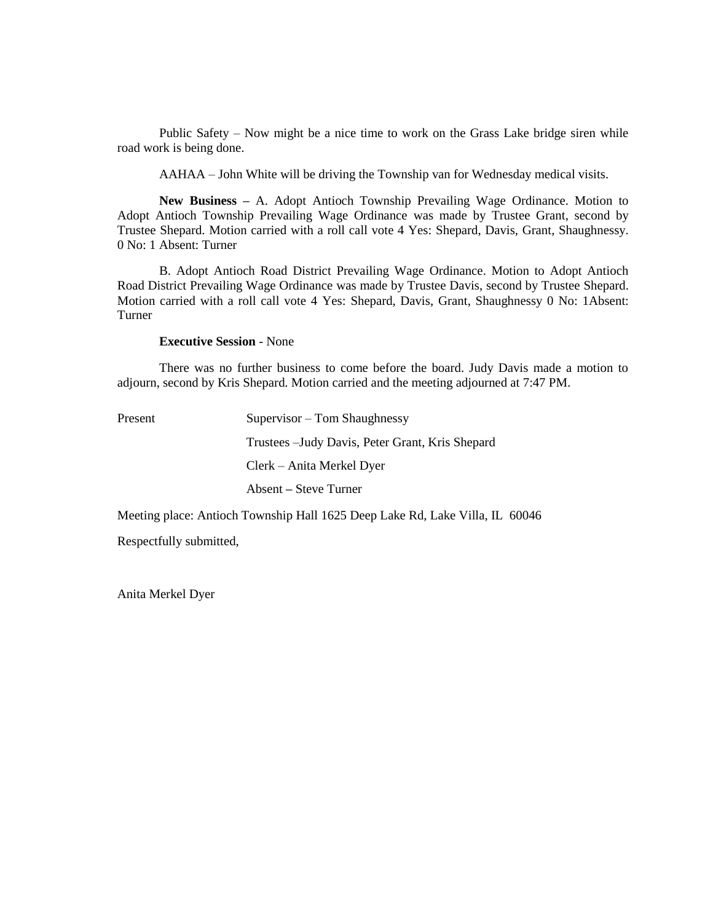Public Safety – Now might be a nice time to work on the Grass Lake bridge siren while road work is being done.

AAHAA – John White will be driving the Township van for Wednesday medical visits.

**New Business –** A. Adopt Antioch Township Prevailing Wage Ordinance. Motion to Adopt Antioch Township Prevailing Wage Ordinance was made by Trustee Grant, second by Trustee Shepard. Motion carried with a roll call vote 4 Yes: Shepard, Davis, Grant, Shaughnessy. 0 No: 1 Absent: Turner

B. Adopt Antioch Road District Prevailing Wage Ordinance. Motion to Adopt Antioch Road District Prevailing Wage Ordinance was made by Trustee Davis, second by Trustee Shepard. Motion carried with a roll call vote 4 Yes: Shepard, Davis, Grant, Shaughnessy 0 No: 1Absent: Turner

**Executive Session** - None

There was no further business to come before the board. Judy Davis made a motion to adjourn, second by Kris Shepard. Motion carried and the meeting adjourned at 7:47 PM.

Present Supervisor – Tom Shaughnessy

Trustees –Judy Davis, Peter Grant, Kris Shepard

Clerk – Anita Merkel Dyer

Absent **–** Steve Turner

Meeting place: Antioch Township Hall 1625 Deep Lake Rd, Lake Villa, IL 60046

Respectfully submitted,

Anita Merkel Dyer